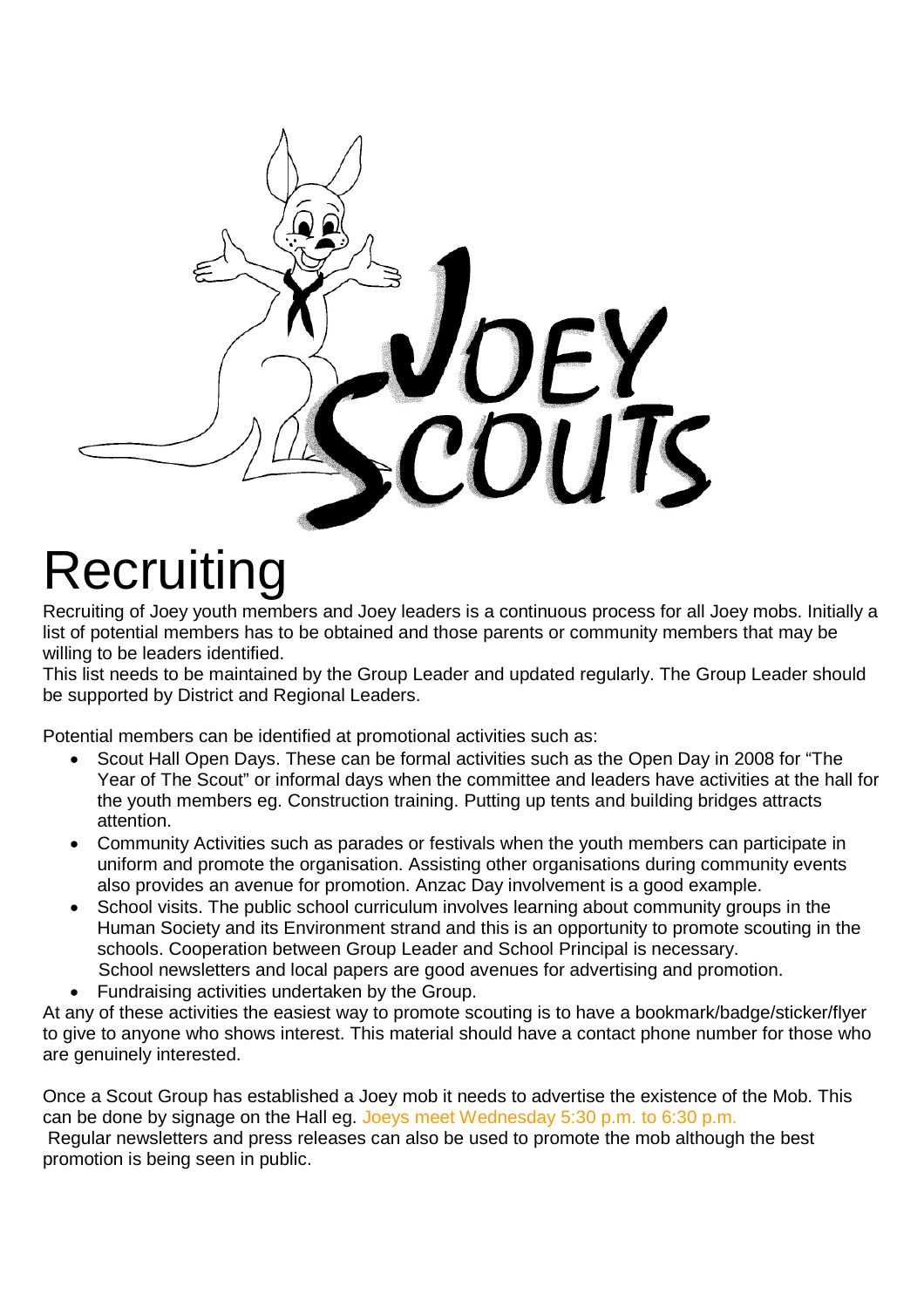# Recruiting

Recruiting of Joey youth members and Joey leaders is a continuous process for all Joey mobs. Initially a list of potential members has to be obtained and those parents or community members that may be willing to be leaders identified.
This list needs to be maintained by the Group Leader and updated regularly. The Group Leader should be supported by District and Regional Leaders.

Potential members can be identified at promotional activities such as:

- Scout Hall Open Days. These can be formal activities such as the Open Day in 2008 for "The Year of The Scout" or informal days when the committee and leaders have activities at the hall for the youth members eg. Construction training. Putting up tents and building bridges attracts attention.
- Community Activities such as parades or festivals when the youth members can participate in uniform and promote the organisation. Assisting other organisations during community events also provides an avenue for promotion. Anzac Day involvement is a good example.
- School visits. The public school curriculum involves learning about community groups in the Human Society and its Environment strand and this is an opportunity to promote scouting in the schools. Cooperation between Group Leader and School Principal is necessary.
  School newsletters and local papers are good avenues for advertising and promotion.
- Fundraising activities undertaken by the Group.

At any of these activities the easiest way to promote scouting is to have a bookmark/badge/sticker/flyer to give to anyone who shows interest. This material should have a contact phone number for those who are genuinely interested.

Once a Scout Group has established a Joey mob it needs to advertise the existence of the Mob. This can be done by signage on the Hall eg. Joeys meet Wednesday 5:30 p.m. to 6:30 p.m.
Regular newsletters and press releases can also be used to promote the mob although the best promotion is being seen in public.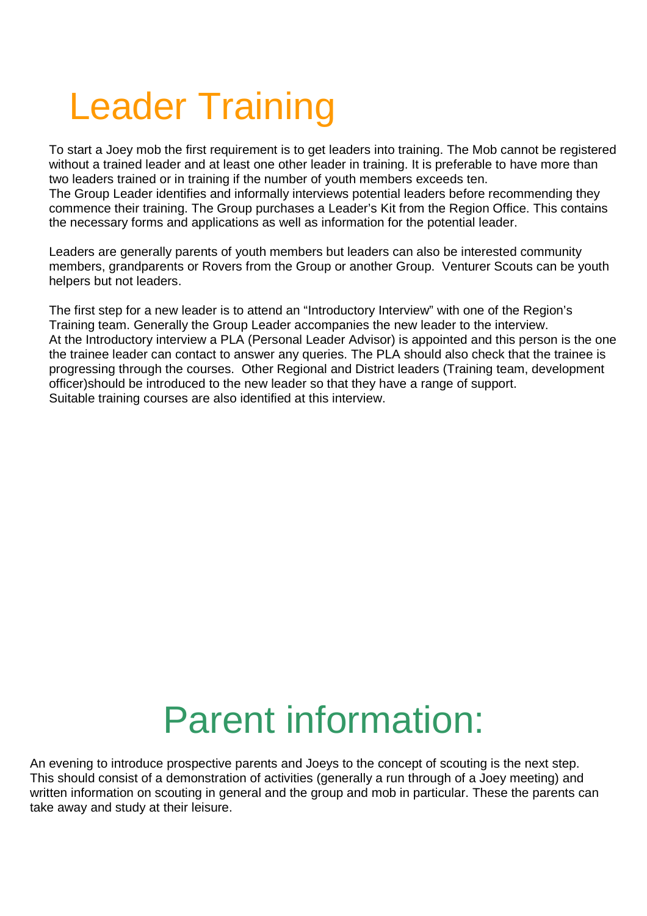# Leader Training

To start a Joey mob the first requirement is to get leaders into training. The Mob cannot be registered without a trained leader and at least one other leader in training. It is preferable to have more than two leaders trained or in training if the number of youth members exceeds ten.
The Group Leader identifies and informally interviews potential leaders before recommending they commence their training. The Group purchases a Leader's Kit from the Region Office. This contains the necessary forms and applications as well as information for the potential leader.

Leaders are generally parents of youth members but leaders can also be interested community members, grandparents or Rovers from the Group or another Group. Venturer Scouts can be youth helpers but not leaders.

The first step for a new leader is to attend an "Introductory Interview" with one of the Region's Training team. Generally the Group Leader accompanies the new leader to the interview.
At the Introductory interview a PLA (Personal Leader Advisor) is appointed and this person is the one the trainee leader can contact to answer any queries. The PLA should also check that the trainee is progressing through the courses. Other Regional and District leaders (Training team, development officer)should be introduced to the new leader so that they have a range of support.
Suitable training courses are also identified at this interview.

# Parent information:

An evening to introduce prospective parents and Joeys to the concept of scouting is the next step. This should consist of a demonstration of activities (generally a run through of a Joey meeting) and written information on scouting in general and the group and mob in particular. These the parents can take away and study at their leisure.